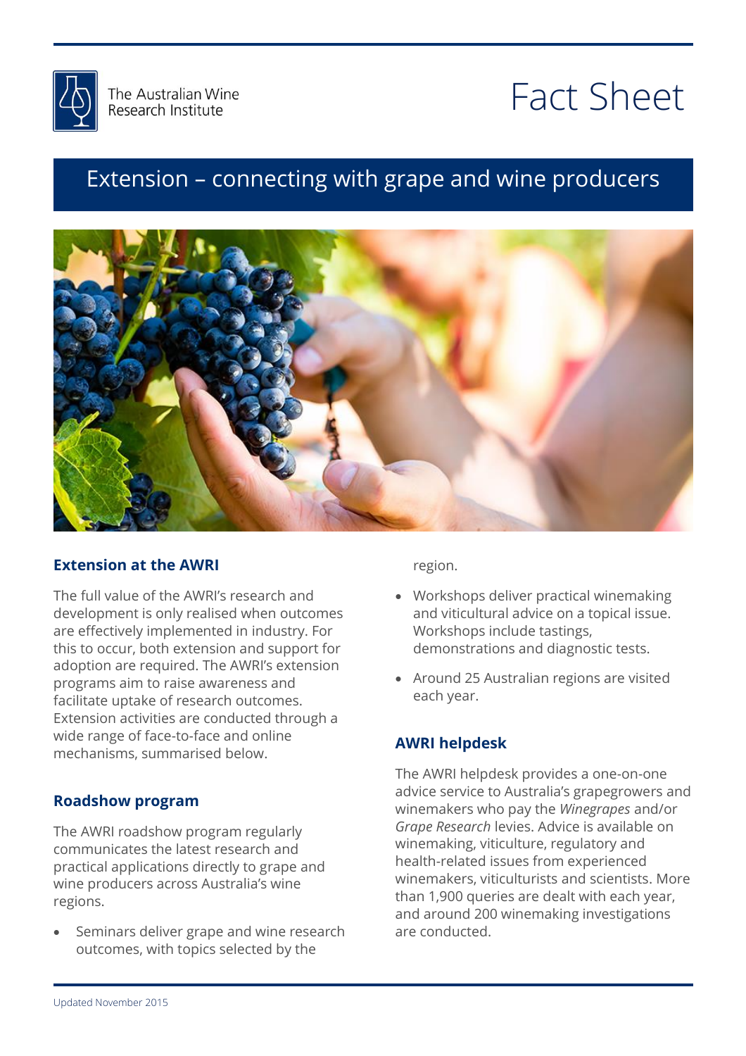The Australian Wine Research Institute

# Fact Sheet

## Extension – connecting with grape and wine producers

### Extension at the AWRI

The full value of the AWRI's research and development is only realised when outcomes are effectively implemented in industry. For this to occur, both extension and support for adoption are required. The AWRI's extension programs aim to raise awareness and facilitate uptake of research outcomes. Extension activities are conducted through a wide range of face-to-face and online mechanisms, summarised below.

### Roadshow program

The AWRI roadshow program regularly communicates the latest research and practical applications directly to grape and wine producers across Australia's wine regions.

- Seminars deliver grape and wine research outcomes, with topics selected by the region.
- Workshops deliver practical winemaking and viticultural advice on a topical issue. Workshops include tastings, demonstrations and diagnostic tests.
- Around 25 Australian regions are visited each year.

### AWRI helpdesk

The AWRI helpdesk provides a one-on-one advice service to Australia's grapegrowers and winemakers who pay the *Winegrapes* and/or *Grape Research* levies. Advice is available on winemaking, viticulture, regulatory and health-related issues from experienced winemakers, viticulturists and scientists. More than 1,900 queries are dealt with each year, and around 200 winemaking investigations are conducted.

Updated November 2015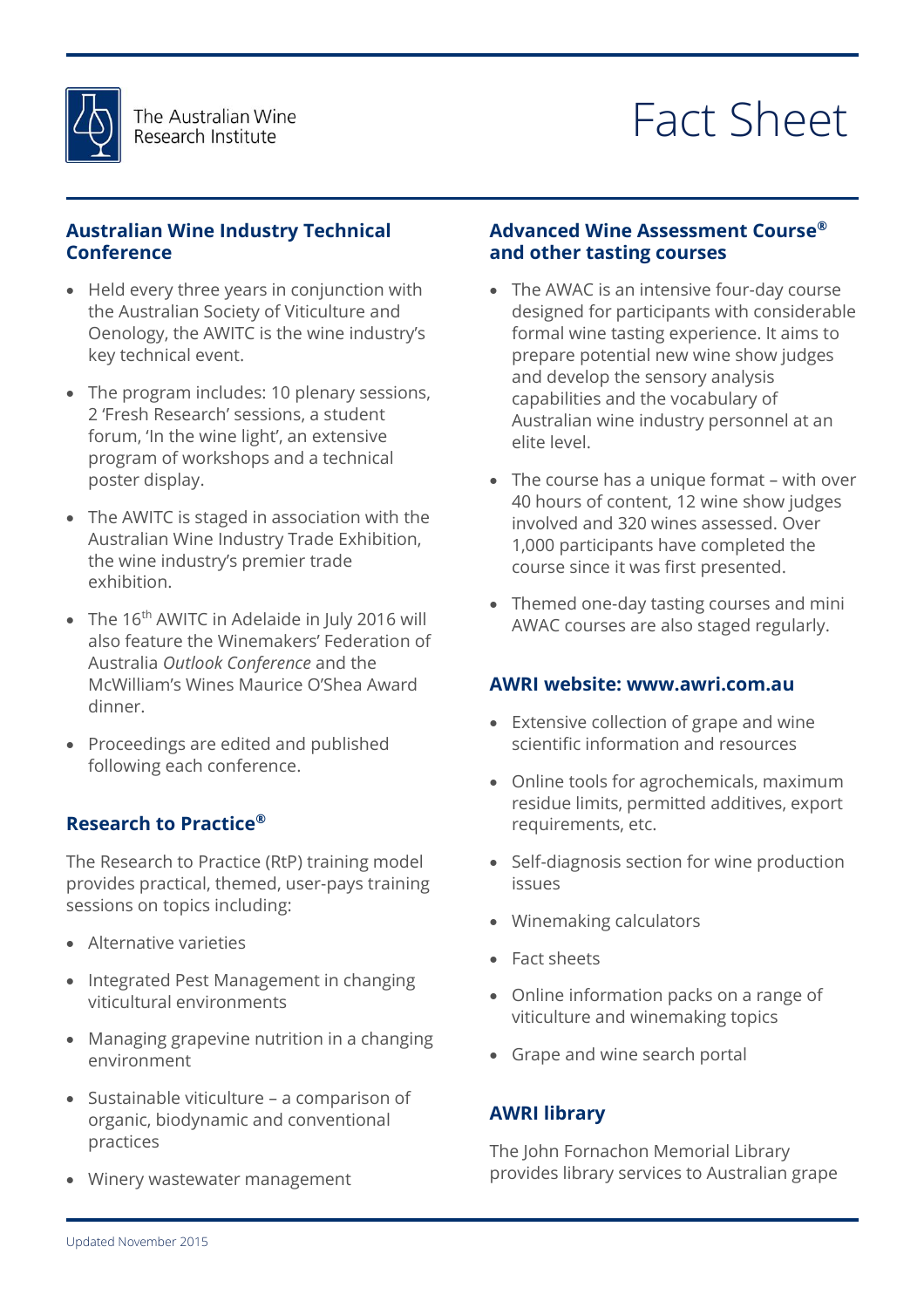# Fact Sheet

The Australian Wine Research Institute

## Australian Wine Industry Technical Conference

- Held every three years in conjunction with the Australian Society of Viticulture and Oenology, the AWITC is the wine industry's key technical event.
- The program includes: 10 plenary sessions, 2 'Fresh Research' sessions, a student forum, 'In the wine light', an extensive program of workshops and a technical poster display.
- The AWITC is staged in association with the Australian Wine Industry Trade Exhibition, the wine industry's premier trade exhibition.
- The 16th AWITC in Adelaide in July 2016 will also feature the Winemakers' Federation of Australia *Outlook Conference* and the McWilliam's Wines Maurice O'Shea Award dinner.
- Proceedings are edited and published following each conference.

## Research to Practice®

The Research to Practice (RtP) training model provides practical, themed, user-pays training sessions on topics including:

- Alternative varieties
- Integrated Pest Management in changing viticultural environments
- Managing grapevine nutrition in a changing environment
- Sustainable viticulture – a comparison of organic, biodynamic and conventional practices
- Winery wastewater management

## Advanced Wine Assessment Course® and other tasting courses

- The AWAC is an intensive four-day course designed for participants with considerable formal wine tasting experience. It aims to prepare potential new wine show judges and develop the sensory analysis capabilities and the vocabulary of Australian wine industry personnel at an elite level.
- The course has a unique format – with over 40 hours of content, 12 wine show judges involved and 320 wines assessed. Over 1,000 participants have completed the course since it was first presented.
- Themed one-day tasting courses and mini AWAC courses are also staged regularly.

## AWRI website: www.awri.com.au

- Extensive collection of grape and wine scientific information and resources
- Online tools for agrochemicals, maximum residue limits, permitted additives, export requirements, etc.
- Self-diagnosis section for wine production issues
- Winemaking calculators
- Fact sheets
- Online information packs on a range of viticulture and winemaking topics
- Grape and wine search portal

## AWRI library

The John Fornachon Memorial Library provides library services to Australian grape

Updated November 2015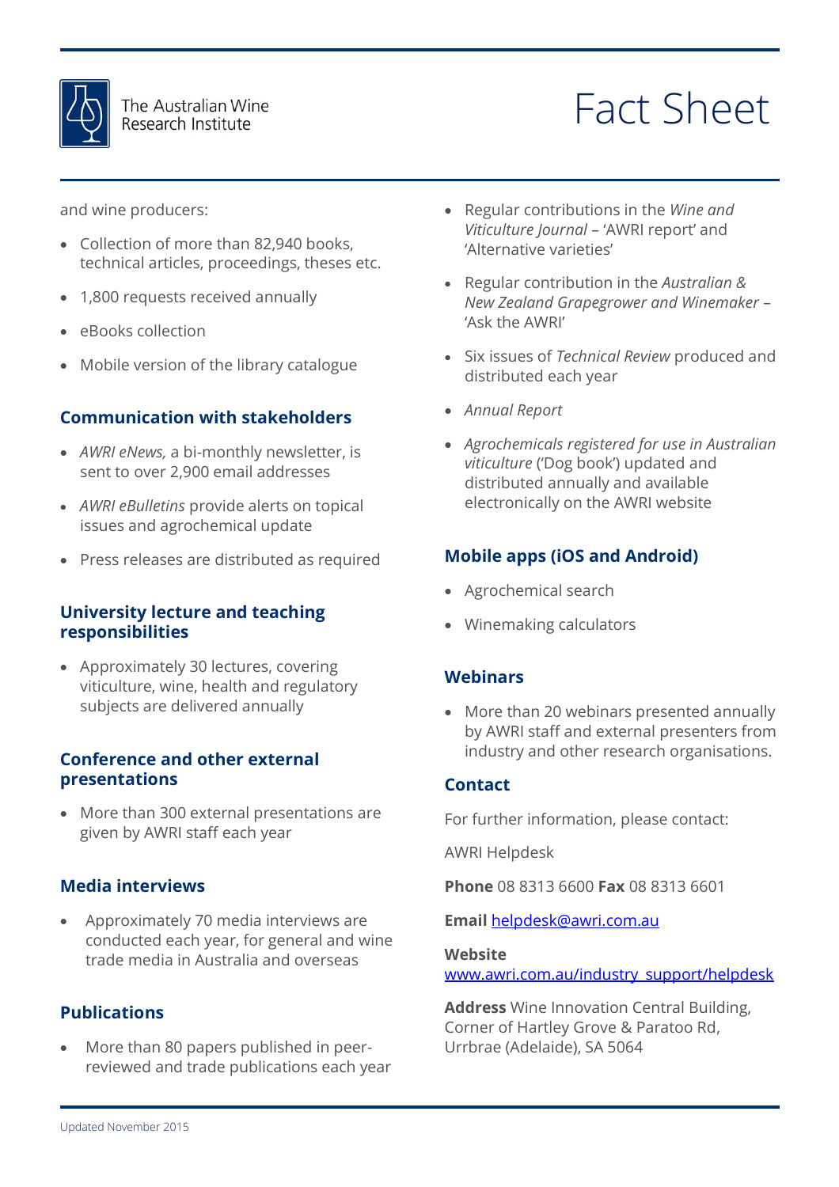and wine producers:

- Collection of more than 82,940 books, technical articles, proceedings, theses etc.
- 1,800 requests received annually
- eBooks collection
- Mobile version of the library catalogue

## Communication with stakeholders

- *AWRI eNews,* a bi-monthly newsletter, is sent to over 2,900 email addresses
- *AWRI eBulletins* provide alerts on topical issues and agrochemical update
- Press releases are distributed as required

## University lecture and teaching responsibilities

- Approximately 30 lectures, covering viticulture, wine, health and regulatory subjects are delivered annually

## Conference and other external presentations

- More than 300 external presentations are given by AWRI staff each year

## Media interviews

- Approximately 70 media interviews are conducted each year, for general and wine trade media in Australia and overseas

## Publications

- More than 80 papers published in peer-reviewed and trade publications each year
- Regular contributions in the *Wine and Viticulture Journal* – 'AWRI report' and 'Alternative varieties'
- Regular contribution in the *Australian & New Zealand Grapegrower and Winemaker* – 'Ask the AWRI'
- Six issues of *Technical Review* produced and distributed each year
- *Annual Report*
- *Agrochemicals registered for use in Australian viticulture* ('Dog book') updated and distributed annually and available electronically on the AWRI website

## Mobile apps (iOS and Android)

- Agrochemical search
- Winemaking calculators

## Webinars

- More than 20 webinars presented annually by AWRI staff and external presenters from industry and other research organisations.

## Contact

For further information, please contact:

AWRI Helpdesk

**Phone** 08 8313 6600 **Fax** 08 8313 6601

**Email** helpdesk@awri.com.au

**Website**
www.awri.com.au/industry_support/helpdesk

**Address** Wine Innovation Central Building, Corner of Hartley Grove & Paratoo Rd, Urrbrae (Adelaide), SA 5064

Updated November 2015